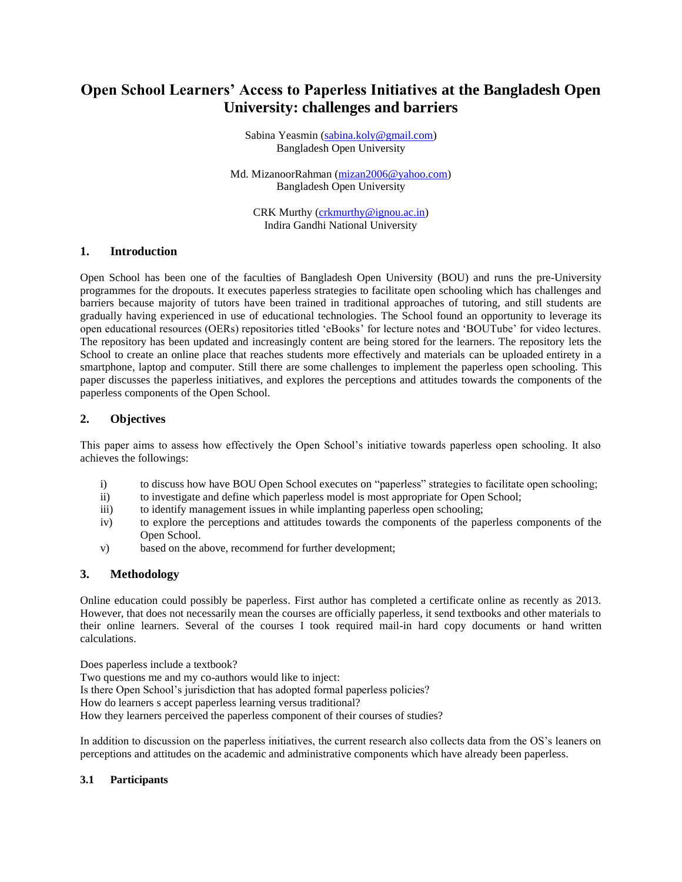# Open School Learners' Access to Paperless Initiatives at the Bangladesh Open University: challenges and barriers

Sabina Yeasmin (sabina.koly@gmail.com)
Bangladesh Open University

Md. MizanoorRahman (mizan2006@yahoo.com)
Bangladesh Open University

CRK Murthy (crkmurthy@ignou.ac.in)
Indira Gandhi National University

## 1. Introduction

Open School has been one of the faculties of Bangladesh Open University (BOU) and runs the pre-University programmes for the dropouts. It executes paperless strategies to facilitate open schooling which has challenges and barriers because majority of tutors have been trained in traditional approaches of tutoring, and still students are gradually having experienced in use of educational technologies. The School found an opportunity to leverage its open educational resources (OERs) repositories titled 'eBooks' for lecture notes and 'BOUTube' for video lectures. The repository has been updated and increasingly content are being stored for the learners. The repository lets the School to create an online place that reaches students more effectively and materials can be uploaded entirety in a smartphone, laptop and computer. Still there are some challenges to implement the paperless open schooling. This paper discusses the paperless initiatives, and explores the perceptions and attitudes towards the components of the paperless components of the Open School.

## 2. Objectives

This paper aims to assess how effectively the Open School's initiative towards paperless open schooling. It also achieves the followings:

i) to discuss how have BOU Open School executes on "paperless" strategies to facilitate open schooling;
ii) to investigate and define which paperless model is most appropriate for Open School;
iii) to identify management issues in while implanting paperless open schooling;
iv) to explore the perceptions and attitudes towards the components of the paperless components of the Open School.
v) based on the above, recommend for further development;

## 3. Methodology

Online education could possibly be paperless. First author has completed a certificate online as recently as 2013. However, that does not necessarily mean the courses are officially paperless, it send textbooks and other materials to their online learners. Several of the courses I took required mail-in hard copy documents or hand written calculations.

Does paperless include a textbook?
Two questions me and my co-authors would like to inject:
Is there Open School's jurisdiction that has adopted formal paperless policies?
How do learners s accept paperless learning versus traditional?
How they learners perceived the paperless component of their courses of studies?

In addition to discussion on the paperless initiatives, the current research also collects data from the OS's leaners on perceptions and attitudes on the academic and administrative components which have already been paperless.

### 3.1 Participants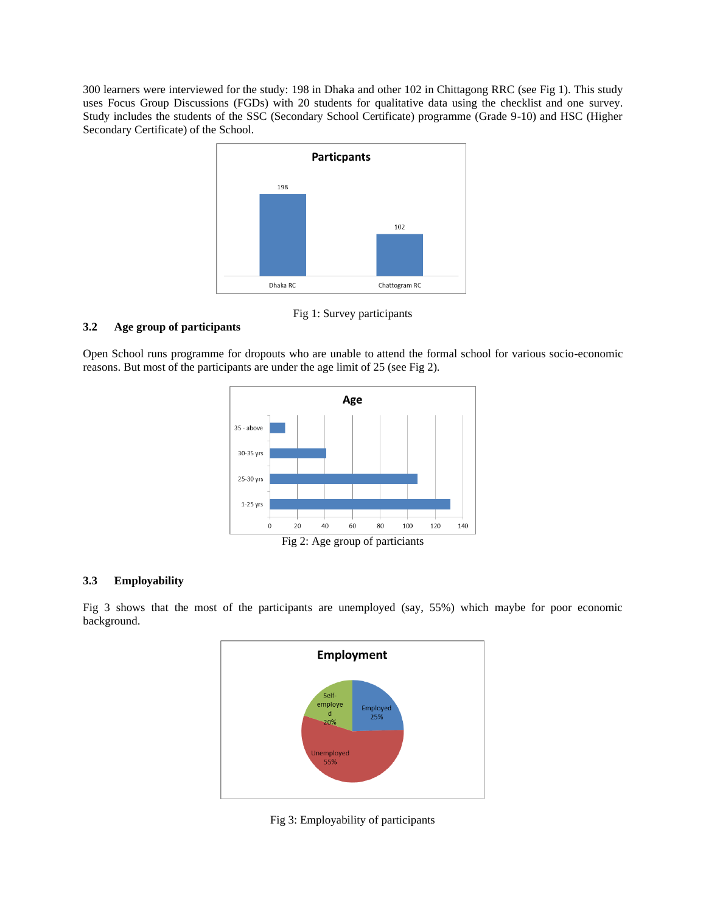300 learners were interviewed for the study: 198 in Dhaka and other 102 in Chittagong RRC (see Fig 1). This study uses Focus Group Discussions (FGDs) with 20 students for qualitative data using the checklist and one survey. Study includes the students of the SSC (Secondary School Certificate) programme (Grade 9-10) and HSC (Higher Secondary Certificate) of the School.

Fig 1: Survey participants

### 3.2 Age group of participants

Open School runs programme for dropouts who are unable to attend the formal school for various socio-economic reasons. But most of the participants are under the age limit of 25 (see Fig 2).

Fig 2: Age group of particiants

### 3.3 Employability

Fig 3 shows that the most of the participants are unemployed (say, 55%) which maybe for poor economic background.

Fig 3: Employability of participants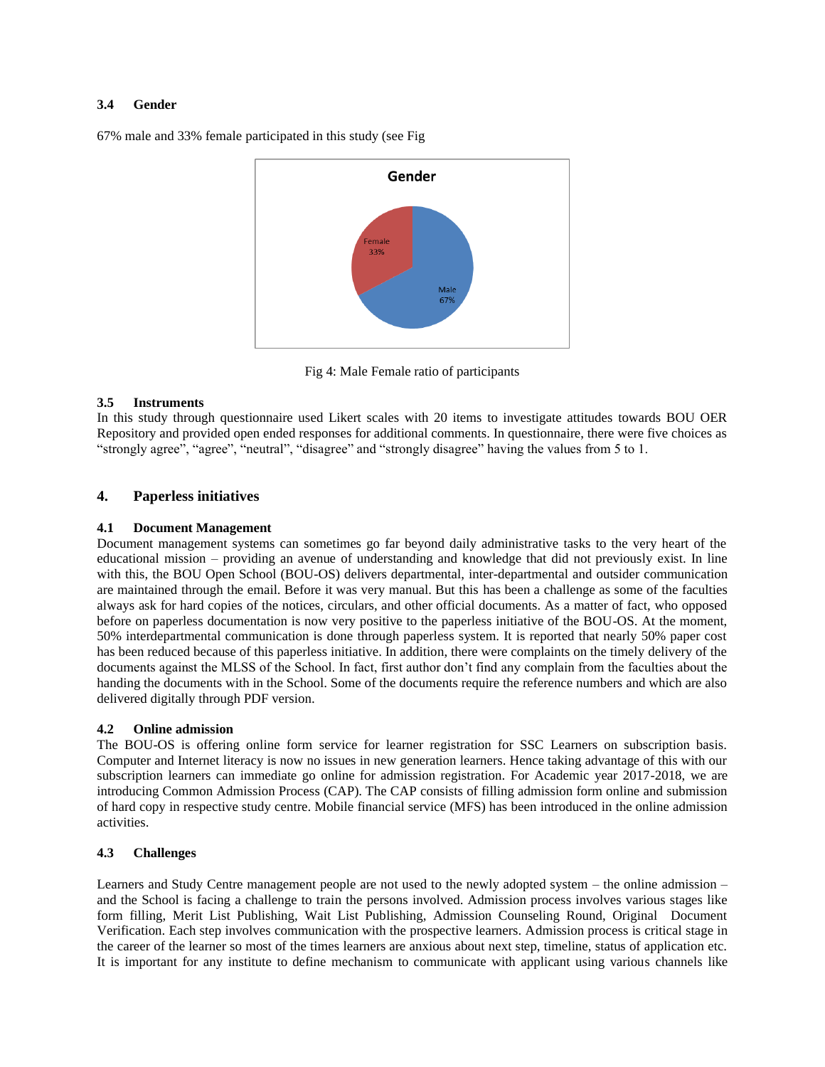### 3.4 Gender

67% male and 33% female participated in this study (see Fig

Fig 4: Male Female ratio of participants

### 3.5 Instruments

In this study through questionnaire used Likert scales with 20 items to investigate attitudes towards BOU OER Repository and provided open ended responses for additional comments. In questionnaire, there were five choices as "strongly agree", "agree", "neutral", "disagree" and "strongly disagree" having the values from 5 to 1.

## 4. Paperless initiatives

### 4.1 Document Management

Document management systems can sometimes go far beyond daily administrative tasks to the very heart of the educational mission – providing an avenue of understanding and knowledge that did not previously exist. In line with this, the BOU Open School (BOU-OS) delivers departmental, inter-departmental and outsider communication are maintained through the email. Before it was very manual. But this has been a challenge as some of the faculties always ask for hard copies of the notices, circulars, and other official documents. As a matter of fact, who opposed before on paperless documentation is now very positive to the paperless initiative of the BOU-OS. At the moment, 50% interdepartmental communication is done through paperless system. It is reported that nearly 50% paper cost has been reduced because of this paperless initiative. In addition, there were complaints on the timely delivery of the documents against the MLSS of the School. In fact, first author don't find any complain from the faculties about the handing the documents with in the School. Some of the documents require the reference numbers and which are also delivered digitally through PDF version.

### 4.2 Online admission

The BOU-OS is offering online form service for learner registration for SSC Learners on subscription basis. Computer and Internet literacy is now no issues in new generation learners. Hence taking advantage of this with our subscription learners can immediate go online for admission registration. For Academic year 2017-2018, we are introducing Common Admission Process (CAP). The CAP consists of filling admission form online and submission of hard copy in respective study centre. Mobile financial service (MFS) has been introduced in the online admission activities.

### 4.3 Challenges

Learners and Study Centre management people are not used to the newly adopted system – the online admission – and the School is facing a challenge to train the persons involved. Admission process involves various stages like form filling, Merit List Publishing, Wait List Publishing, Admission Counseling Round, Original Document Verification. Each step involves communication with the prospective learners. Admission process is critical stage in the career of the learner so most of the times learners are anxious about next step, timeline, status of application etc. It is important for any institute to define mechanism to communicate with applicant using various channels like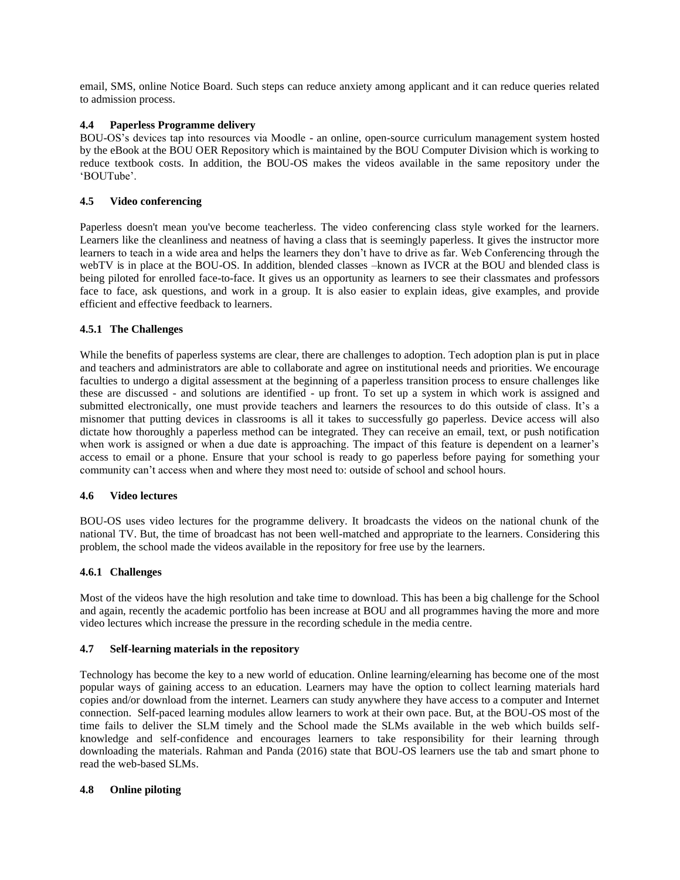email, SMS, online Notice Board. Such steps can reduce anxiety among applicant and it can reduce queries related to admission process.

### 4.4 Paperless Programme delivery

BOU-OS's devices tap into resources via Moodle - an online, open-source curriculum management system hosted by the eBook at the BOU OER Repository which is maintained by the BOU Computer Division which is working to reduce textbook costs. In addition, the BOU-OS makes the videos available in the same repository under the 'BOUTube'.

### 4.5 Video conferencing

Paperless doesn't mean you've become teacherless. The video conferencing class style worked for the learners. Learners like the cleanliness and neatness of having a class that is seemingly paperless. It gives the instructor more learners to teach in a wide area and helps the learners they don't have to drive as far. Web Conferencing through the webTV is in place at the BOU-OS. In addition, blended classes –known as IVCR at the BOU and blended class is being piloted for enrolled face-to-face. It gives us an opportunity as learners to see their classmates and professors face to face, ask questions, and work in a group. It is also easier to explain ideas, give examples, and provide efficient and effective feedback to learners.

#### 4.5.1 The Challenges

While the benefits of paperless systems are clear, there are challenges to adoption. Tech adoption plan is put in place and teachers and administrators are able to collaborate and agree on institutional needs and priorities. We encourage faculties to undergo a digital assessment at the beginning of a paperless transition process to ensure challenges like these are discussed - and solutions are identified - up front. To set up a system in which work is assigned and submitted electronically, one must provide teachers and learners the resources to do this outside of class. It's a misnomer that putting devices in classrooms is all it takes to successfully go paperless. Device access will also dictate how thoroughly a paperless method can be integrated. They can receive an email, text, or push notification when work is assigned or when a due date is approaching. The impact of this feature is dependent on a learner's access to email or a phone. Ensure that your school is ready to go paperless before paying for something your community can't access when and where they most need to: outside of school and school hours.

### 4.6 Video lectures

BOU-OS uses video lectures for the programme delivery. It broadcasts the videos on the national chunk of the national TV. But, the time of broadcast has not been well-matched and appropriate to the learners. Considering this problem, the school made the videos available in the repository for free use by the learners.

#### 4.6.1 Challenges

Most of the videos have the high resolution and take time to download. This has been a big challenge for the School and again, recently the academic portfolio has been increase at BOU and all programmes having the more and more video lectures which increase the pressure in the recording schedule in the media centre.

### 4.7 Self-learning materials in the repository

Technology has become the key to a new world of education. Online learning/elearning has become one of the most popular ways of gaining access to an education. Learners may have the option to collect learning materials hard copies and/or download from the internet. Learners can study anywhere they have access to a computer and Internet connection. Self-paced learning modules allow learners to work at their own pace. But, at the BOU-OS most of the time fails to deliver the SLM timely and the School made the SLMs available in the web which builds self-knowledge and self-confidence and encourages learners to take responsibility for their learning through downloading the materials. Rahman and Panda (2016) state that BOU-OS learners use the tab and smart phone to read the web-based SLMs.

### 4.8 Online piloting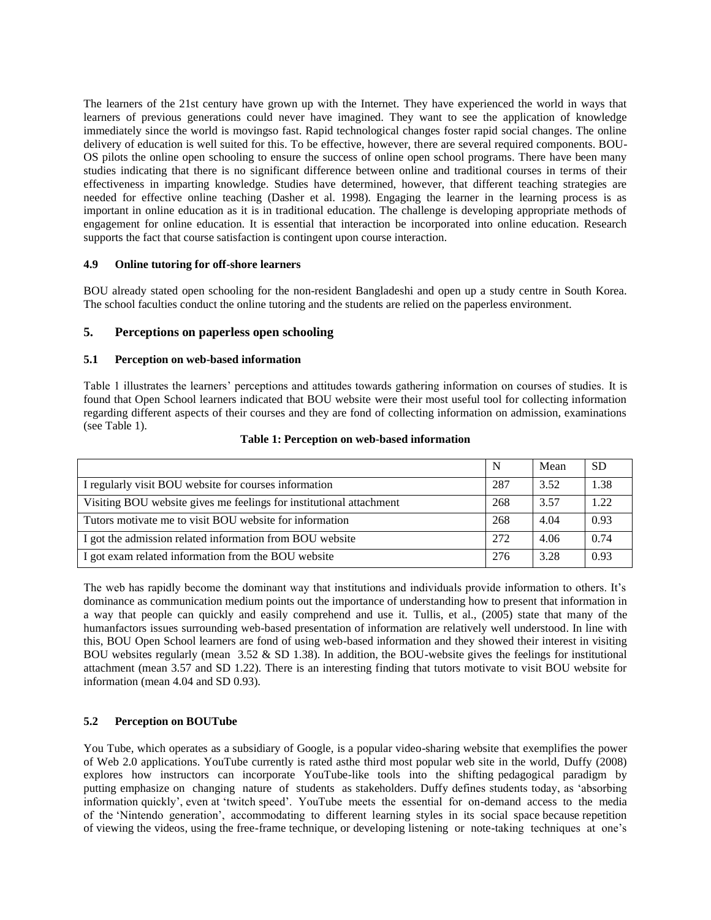The learners of the 21st century have grown up with the Internet. They have experienced the world in ways that learners of previous generations could never have imagined. They want to see the application of knowledge immediately since the world is movingso fast. Rapid technological changes foster rapid social changes. The online delivery of education is well suited for this. To be effective, however, there are several required components. BOU-OS pilots the online open schooling to ensure the success of online open school programs. There have been many studies indicating that there is no significant difference between online and traditional courses in terms of their effectiveness in imparting knowledge. Studies have determined, however, that different teaching strategies are needed for effective online teaching (Dasher et al. 1998). Engaging the learner in the learning process is as important in online education as it is in traditional education. The challenge is developing appropriate methods of engagement for online education. It is essential that interaction be incorporated into online education. Research supports the fact that course satisfaction is contingent upon course interaction.

### 4.9 Online tutoring for off-shore learners

BOU already stated open schooling for the non-resident Bangladeshi and open up a study centre in South Korea. The school faculties conduct the online tutoring and the students are relied on the paperless environment.

## 5. Perceptions on paperless open schooling

### 5.1 Perception on web-based information

Table 1 illustrates the learners' perceptions and attitudes towards gathering information on courses of studies. It is found that Open School learners indicated that BOU website were their most useful tool for collecting information regarding different aspects of their courses and they are fond of collecting information on admission, examinations (see Table 1).

**Table 1: Perception on web-based information**

| | N | Mean | SD |
|---|---|---|---|
| I regularly visit BOU website for courses information | 287 | 3.52 | 1.38 |
| Visiting BOU website gives me feelings for institutional attachment | 268 | 3.57 | 1.22 |
| Tutors motivate me to visit BOU website for information | 268 | 4.04 | 0.93 |
| I got the admission related information from BOU website | 272 | 4.06 | 0.74 |
| I got exam related information from the BOU website | 276 | 3.28 | 0.93 |

The web has rapidly become the dominant way that institutions and individuals provide information to others. It's dominance as communication medium points out the importance of understanding how to present that information in a way that people can quickly and easily comprehend and use it. Tullis, et al., (2005) state that many of the humanfactors issues surrounding web-based presentation of information are relatively well understood. In line with this, BOU Open School learners are fond of using web-based information and they showed their interest in visiting BOU websites regularly (mean 3.52 & SD 1.38). In addition, the BOU-website gives the feelings for institutional attachment (mean 3.57 and SD 1.22). There is an interesting finding that tutors motivate to visit BOU website for information (mean 4.04 and SD 0.93).

### 5.2 Perception on BOUTube

You Tube, which operates as a subsidiary of Google, is a popular video-sharing website that exemplifies the power of Web 2.0 applications. YouTube currently is rated asthe third most popular web site in the world, Duffy (2008) explores how instructors can incorporate YouTube-like tools into the shifting pedagogical paradigm by putting emphasize on changing nature of students as stakeholders. Duffy defines students today, as 'absorbing information quickly', even at 'twitch speed'. YouTube meets the essential for on-demand access to the media of the 'Nintendo generation', accommodating to different learning styles in its social space because repetition of viewing the videos, using the free-frame technique, or developing listening or note-taking techniques at one's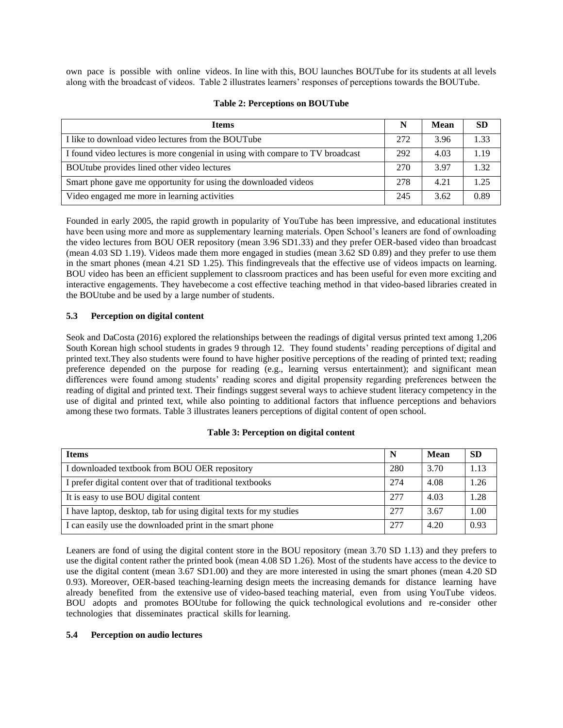own pace is possible with online videos. In line with this, BOU launches BOUTube for its students at all levels along with the broadcast of videos. Table 2 illustrates learners' responses of perceptions towards the BOUTube.

**Table 2: Perceptions on BOUTube**

| Items | N | Mean | SD |
|---|---|---|---|
| I like to download video lectures from the BOUTube | 272 | 3.96 | 1.33 |
| I found video lectures is more congenial in using with compare to TV broadcast | 292 | 4.03 | 1.19 |
| BOUtube provides lined other video lectures | 270 | 3.97 | 1.32 |
| Smart phone gave me opportunity for using the downloaded videos | 278 | 4.21 | 1.25 |
| Video engaged me more in learning activities | 245 | 3.62 | 0.89 |

Founded in early 2005, the rapid growth in popularity of YouTube has been impressive, and educational institutes have been using more and more as supplementary learning materials. Open School's leaners are fond of ownloading the video lectures from BOU OER repository (mean 3.96 SD1.33) and they prefer OER-based video than broadcast (mean 4.03 SD 1.19). Videos made them more engaged in studies (mean 3.62 SD 0.89) and they prefer to use them in the smart phones (mean 4.21 SD 1.25). This findingreveals that the effective use of videos impacts on learning. BOU video has been an efficient supplement to classroom practices and has been useful for even more exciting and interactive engagements. They havebecome a cost effective teaching method in that video-based libraries created in the BOUtube and be used by a large number of students.

### 5.3 Perception on digital content

Seok and DaCosta (2016) explored the relationships between the readings of digital versus printed text among 1,206 South Korean high school students in grades 9 through 12. They found students' reading perceptions of digital and printed text.They also students were found to have higher positive perceptions of the reading of printed text; reading preference depended on the purpose for reading (e.g., learning versus entertainment); and significant mean differences were found among students' reading scores and digital propensity regarding preferences between the reading of digital and printed text. Their findings suggest several ways to achieve student literacy competency in the use of digital and printed text, while also pointing to additional factors that influence perceptions and behaviors among these two formats. Table 3 illustrates leaners perceptions of digital content of open school.

**Table 3: Perception on digital content**

| Items | N | Mean | SD |
|---|---|---|---|
| I downloaded textbook from BOU OER repository | 280 | 3.70 | 1.13 |
| I prefer digital content over that of traditional textbooks | 274 | 4.08 | 1.26 |
| It is easy to use BOU digital content | 277 | 4.03 | 1.28 |
| I have laptop, desktop, tab for using digital texts for my studies | 277 | 3.67 | 1.00 |
| I can easily use the downloaded print in the smart phone | 277 | 4.20 | 0.93 |

Leaners are fond of using the digital content store in the BOU repository (mean 3.70 SD 1.13) and they prefers to use the digital content rather the printed book (mean 4.08 SD 1.26). Most of the students have access to the device to use the digital content (mean 3.67 SD1.00) and they are more interested in using the smart phones (mean 4.20 SD 0.93). Moreover, OER-based teaching-learning design meets the increasing demands for distance learning have already benefited from the extensive use of video-based teaching material, even from using YouTube videos. BOU adopts and promotes BOUtube for following the quick technological evolutions and re-consider other technologies that disseminates practical skills for learning.

### 5.4 Perception on audio lectures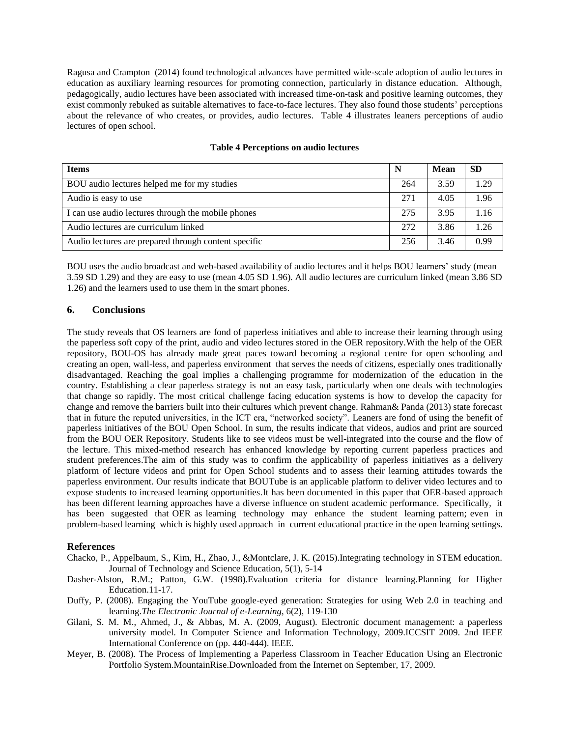Ragusa and Crampton (2014) found technological advances have permitted wide-scale adoption of audio lectures in education as auxiliary learning resources for promoting connection, particularly in distance education. Although, pedagogically, audio lectures have been associated with increased time-on-task and positive learning outcomes, they exist commonly rebuked as suitable alternatives to face-to-face lectures. They also found those students' perceptions about the relevance of who creates, or provides, audio lectures. Table 4 illustrates leaners perceptions of audio lectures of open school.

**Table 4 Perceptions on audio lectures**

| Items | N | Mean | SD |
|---|---|---|---|
| BOU audio lectures helped me for my studies | 264 | 3.59 | 1.29 |
| Audio is easy to use | 271 | 4.05 | 1.96 |
| I can use audio lectures through the mobile phones | 275 | 3.95 | 1.16 |
| Audio lectures are curriculum linked | 272 | 3.86 | 1.26 |
| Audio lectures are prepared through content specific | 256 | 3.46 | 0.99 |

BOU uses the audio broadcast and web-based availability of audio lectures and it helps BOU learners' study (mean 3.59 SD 1.29) and they are easy to use (mean 4.05 SD 1.96). All audio lectures are curriculum linked (mean 3.86 SD 1.26) and the learners used to use them in the smart phones.

## 6. Conclusions

The study reveals that OS learners are fond of paperless initiatives and able to increase their learning through using the paperless soft copy of the print, audio and video lectures stored in the OER repository.With the help of the OER repository, BOU-OS has already made great paces toward becoming a regional centre for open schooling and creating an open, wall-less, and paperless environment that serves the needs of citizens, especially ones traditionally disadvantaged. Reaching the goal implies a challenging programme for modernization of the education in the country. Establishing a clear paperless strategy is not an easy task, particularly when one deals with technologies that change so rapidly. The most critical challenge facing education systems is how to develop the capacity for change and remove the barriers built into their cultures which prevent change. Rahman& Panda (2013) state forecast that in future the reputed universities, in the ICT era, "networked society". Leaners are fond of using the benefit of paperless initiatives of the BOU Open School. In sum, the results indicate that videos, audios and print are sourced from the BOU OER Repository. Students like to see videos must be well-integrated into the course and the flow of the lecture. This mixed-method research has enhanced knowledge by reporting current paperless practices and student preferences.The aim of this study was to confirm the applicability of paperless initiatives as a delivery platform of lecture videos and print for Open School students and to assess their learning attitudes towards the paperless environment. Our results indicate that BOUTube is an applicable platform to deliver video lectures and to expose students to increased learning opportunities.It has been documented in this paper that OER-based approach has been different learning approaches have a diverse influence on student academic performance. Specifically, it has been suggested that OER as learning technology may enhance the student learning pattern; even in problem-based learning which is highly used approach in current educational practice in the open learning settings.

### References

Chacko, P., Appelbaum, S., Kim, H., Zhao, J., &Montclare, J. K. (2015).Integrating technology in STEM education. Journal of Technology and Science Education, 5(1), 5-14

Dasher-Alston, R.M.; Patton, G.W. (1998).Evaluation criteria for distance learning.Planning for Higher Education.11-17.

Duffy, P. (2008). Engaging the YouTube google-eyed generation: Strategies for using Web 2.0 in teaching and learning.*The Electronic Journal of e-Learning*, 6(2), 119-130

Gilani, S. M. M., Ahmed, J., & Abbas, M. A. (2009, August). Electronic document management: a paperless university model. In Computer Science and Information Technology, 2009.ICCSIT 2009. 2nd IEEE International Conference on (pp. 440-444). IEEE.

Meyer, B. (2008). The Process of Implementing a Paperless Classroom in Teacher Education Using an Electronic Portfolio System.MountainRise.Downloaded from the Internet on September, 17, 2009.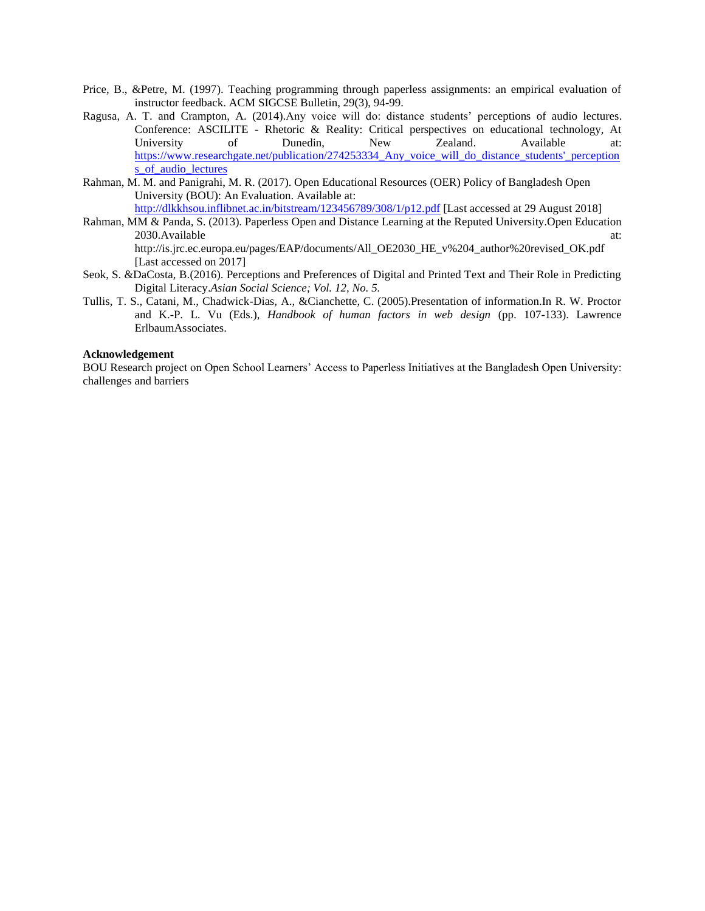Price, B., &Petre, M. (1997). Teaching programming through paperless assignments: an empirical evaluation of instructor feedback. ACM SIGCSE Bulletin, 29(3), 94-99.

Ragusa, A. T. and Crampton, A. (2014).Any voice will do: distance students' perceptions of audio lectures. Conference: ASCILITE - Rhetoric & Reality: Critical perspectives on educational technology, At University of Dunedin, New Zealand. Available at: https://www.researchgate.net/publication/274253334_Any_voice_will_do_distance_students'_perceptions_of_audio_lectures

Rahman, M. M. and Panigrahi, M. R. (2017). Open Educational Resources (OER) Policy of Bangladesh Open University (BOU): An Evaluation. Available at: http://dlkkhsou.inflibnet.ac.in/bitstream/123456789/308/1/p12.pdf [Last accessed at 29 August 2018]

Rahman, MM & Panda, S. (2013). Paperless Open and Distance Learning at the Reputed University.Open Education 2030.Available at: http://is.jrc.ec.europa.eu/pages/EAP/documents/All_OE2030_HE_v%204_author%20revised_OK.pdf [Last accessed on 2017]

Seok, S. &DaCosta, B.(2016). Perceptions and Preferences of Digital and Printed Text and Their Role in Predicting Digital Literacy.*Asian Social Science; Vol. 12, No. 5.*

Tullis, T. S., Catani, M., Chadwick-Dias, A., &Cianchette, C. (2005).Presentation of information.In R. W. Proctor and K.-P. L. Vu (Eds.), *Handbook of human factors in web design* (pp. 107-133). Lawrence ErlbaumAssociates.

**Acknowledgement**

BOU Research project on Open School Learners' Access to Paperless Initiatives at the Bangladesh Open University: challenges and barriers